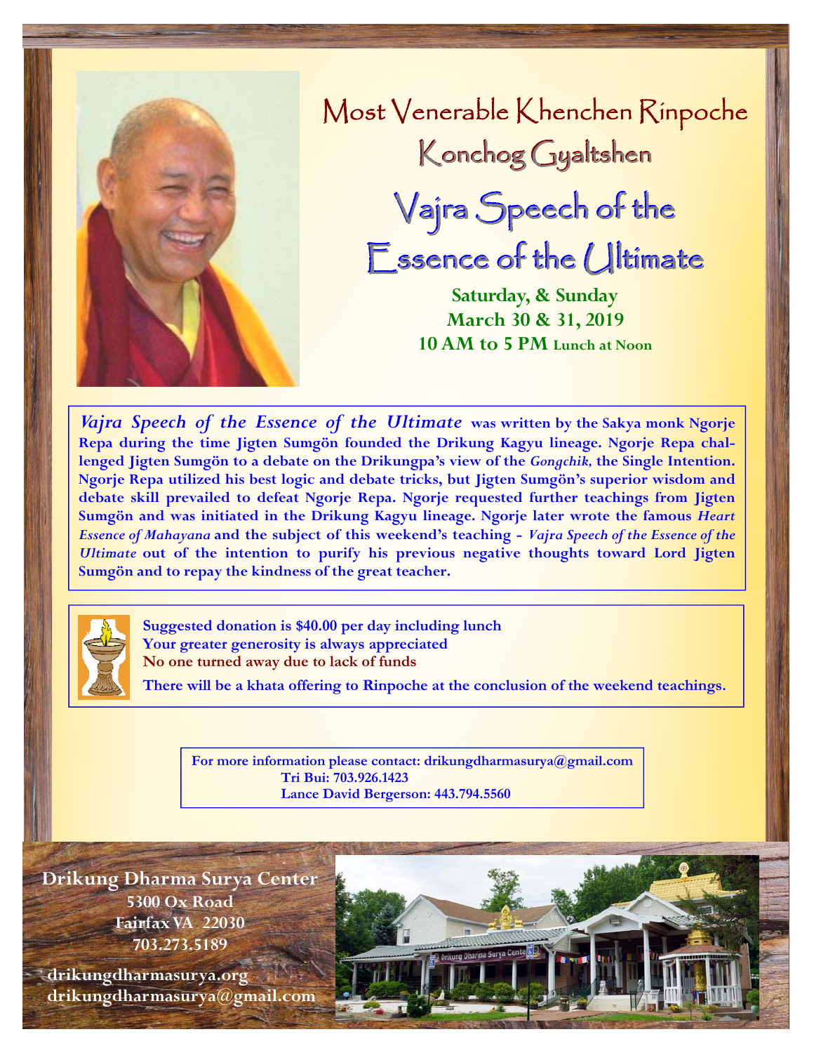# Most Venerable Khenchen Rinpoche Konchog Gyaltshen

## Vajra Speech of the Essence of the Ultimate

**Saturday, & Sunday**
**March 30 & 31, 2019**
**10 AM to 5 PM** Lunch at Noon

***Vajra Speech of the Essence of the Ultimate*** **was written by the Sakya monk Ngorje Repa during the time Jigten Sumgön founded the Drikung Kagyu lineage. Ngorje Repa challenged Jigten Sumgön to a debate on the Drikungpa's view of the *Gongchik,* the Single Intention. Ngorje Repa utilized his best logic and debate tricks, but Jigten Sumgön's superior wisdom and debate skill prevailed to defeat Ngorje Repa. Ngorje requested further teachings from Jigten Sumgön and was initiated in the Drikung Kagyu lineage. Ngorje later wrote the famous *Heart Essence of Mahayana* and the subject of this weekend's teaching - *Vajra Speech of the Essence of the Ultimate* out of the intention to purify his previous negative thoughts toward Lord Jigten Sumgön and to repay the kindness of the great teacher.**

**Suggested donation is $40.00 per day including lunch**
**Your greater generosity is always appreciated**
**No one turned away due to lack of funds**

**There will be a khata offering to Rinpoche at the conclusion of the weekend teachings.**

**For more information please contact: drikungdharmasurya@gmail.com**
**Tri Bui: 703.926.1423**
**Lance David Bergerson: 443.794.5560**

**Drikung Dharma Surya Center**
**5300 Ox Road**
**Fairfax VA 22030**
**703.273.5189**

**drikungdharmasurya.org**
**drikungdharmasurya@gmail.com**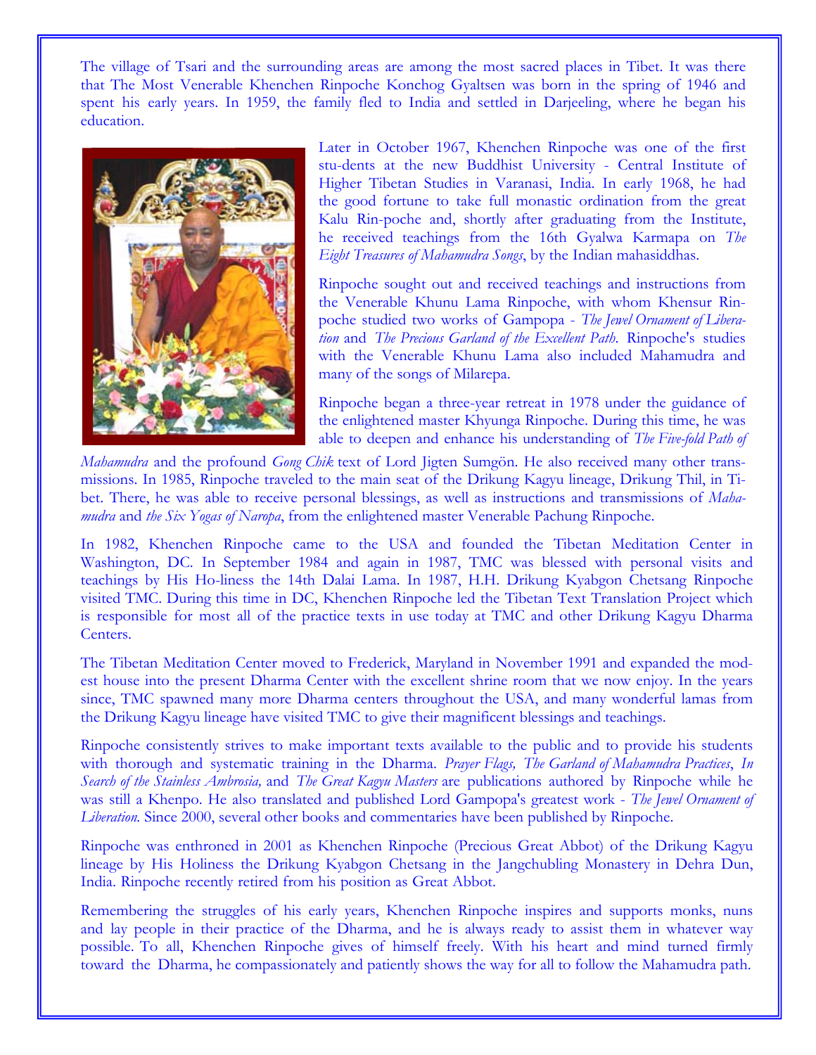The village of Tsari and the surrounding areas are among the most sacred places in Tibet. It was there that The Most Venerable Khenchen Rinpoche Konchog Gyaltsen was born in the spring of 1946 and spent his early years. In 1959, the family fled to India and settled in Darjeeling, where he began his education.

Later in October 1967, Khenchen Rinpoche was one of the first stu-dents at the new Buddhist University - Central Institute of Higher Tibetan Studies in Varanasi, India. In early 1968, he had the good fortune to take full monastic ordination from the great Kalu Rin-poche and, shortly after graduating from the Institute, he received teachings from the 16th Gyalwa Karmapa on *The Eight Treasures of Mahamudra Songs*, by the Indian mahasiddhas.

Rinpoche sought out and received teachings and instructions from the Venerable Khunu Lama Rinpoche, with whom Khensur Rin-poche studied two works of Gampopa - *The Jewel Ornament of Libera-tion* and *The Precious Garland of the Excellent Path*. Rinpoche's studies with the Venerable Khunu Lama also included Mahamudra and many of the songs of Milarepa.

Rinpoche began a three-year retreat in 1978 under the guidance of the enlightened master Khyunga Rinpoche. During this time, he was able to deepen and enhance his understanding of *The Five-fold Path of Mahamudra* and the profound *Gong Chik* text of Lord Jigten Sumgön. He also received many other trans-missions. In 1985, Rinpoche traveled to the main seat of the Drikung Kagyu lineage, Drikung Thil, in Ti-bet. There, he was able to receive personal blessings, as well as instructions and transmissions of *Maha-mudra* and *the Six Yogas of Naropa*, from the enlightened master Venerable Pachung Rinpoche.

In 1982, Khenchen Rinpoche came to the USA and founded the Tibetan Meditation Center in Washington, DC. In September 1984 and again in 1987, TMC was blessed with personal visits and teachings by His Ho-liness the 14th Dalai Lama. In 1987, H.H. Drikung Kyabgon Chetsang Rinpoche visited TMC. During this time in DC, Khenchen Rinpoche led the Tibetan Text Translation Project which is responsible for most all of the practice texts in use today at TMC and other Drikung Kagyu Dharma Centers.

The Tibetan Meditation Center moved to Frederick, Maryland in November 1991 and expanded the mod-est house into the present Dharma Center with the excellent shrine room that we now enjoy. In the years since, TMC spawned many more Dharma centers throughout the USA, and many wonderful lamas from the Drikung Kagyu lineage have visited TMC to give their magnificent blessings and teachings.

Rinpoche consistently strives to make important texts available to the public and to provide his students with thorough and systematic training in the Dharma. *Prayer Flags, The Garland of Mahamudra Practices*, *In Search of the Stainless Ambrosia,* and *The Great Kagyu Masters* are publications authored by Rinpoche while he was still a Khenpo. He also translated and published Lord Gampopa's greatest work - *The Jewel Ornament of Liberation.* Since 2000, several other books and commentaries have been published by Rinpoche.

Rinpoche was enthroned in 2001 as Khenchen Rinpoche (Precious Great Abbot) of the Drikung Kagyu lineage by His Holiness the Drikung Kyabgon Chetsang in the Jangchubling Monastery in Dehra Dun, India. Rinpoche recently retired from his position as Great Abbot.

Remembering the struggles of his early years, Khenchen Rinpoche inspires and supports monks, nuns and lay people in their practice of the Dharma, and he is always ready to assist them in whatever way possible. To all, Khenchen Rinpoche gives of himself freely. With his heart and mind turned firmly toward the Dharma, he compassionately and patiently shows the way for all to follow the Mahamudra path.